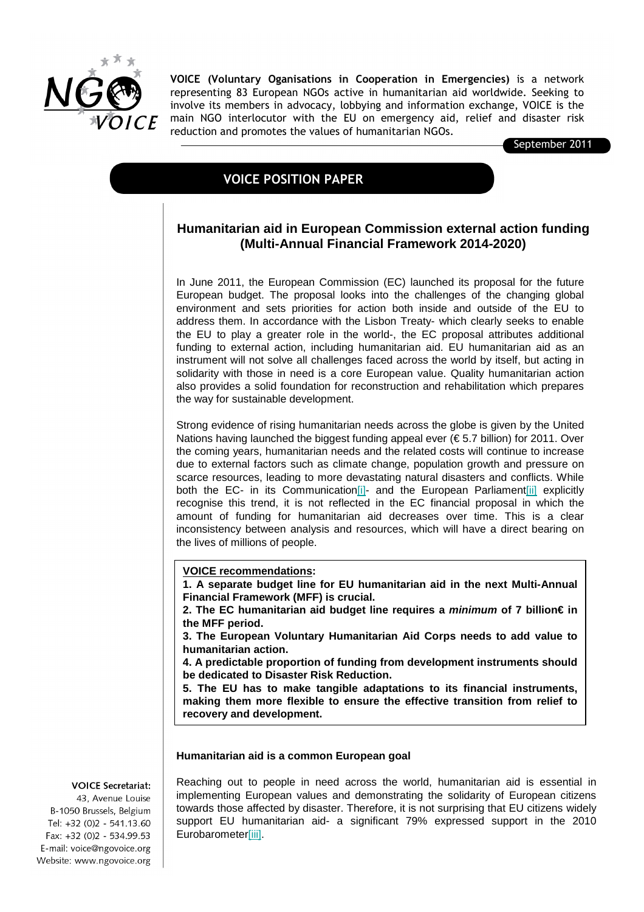**VOICE (Voluntary Organisations in Cooperation in Emergencies)** is a network representing 83 European NGOs active in humanitarian aid worldwide. Seeking to involve its members in advocacy, lobbying and information exchange, VOICE is the main NGO interlocutor with the EU on emergency aid, relief and disaster risk reduction and promotes the values of humanitarian NGOs.

September 2011

# VOICE POSITION PAPER

## Humanitarian aid in European Commission external action funding (Multi-Annual Financial Framework 2014-2020)

In June 2011, the European Commission (EC) launched its proposal for the future European budget. The proposal looks into the challenges of the changing global environment and sets priorities for action both inside and outside of the EU to address them. In accordance with the Lisbon Treaty- which clearly seeks to enable the EU to play a greater role in the world-, the EC proposal attributes additional funding to external action, including humanitarian aid. EU humanitarian aid as an instrument will not solve all challenges faced across the world by itself, but acting in solidarity with those in need is a core European value. Quality humanitarian action also provides a solid foundation for reconstruction and rehabilitation which prepares the way for sustainable development.

Strong evidence of rising humanitarian needs across the globe is given by the United Nations having launched the biggest funding appeal ever (€ 5.7 billion) for 2011. Over the coming years, humanitarian needs and the related costs will continue to increase due to external factors such as climate change, population growth and pressure on scarce resources, leading to more devastating natural disasters and conflicts. While both the EC- in its Communication[i]- and the European Parliament[ii] explicitly recognise this trend, it is not reflected in the EC financial proposal in which the amount of funding for humanitarian aid decreases over time. This is a clear inconsistency between analysis and resources, which will have a direct bearing on the lives of millions of people.

**VOICE recommendations:**

**1. A separate budget line for EU humanitarian aid in the next Multi-Annual Financial Framework (MFF) is crucial.**

**2. The EC humanitarian aid budget line requires a *minimum* of 7 billion€ in the MFF period.**

**3. The European Voluntary Humanitarian Aid Corps needs to add value to humanitarian action.**

**4. A predictable proportion of funding from development instruments should be dedicated to Disaster Risk Reduction.**

**5. The EU has to make tangible adaptations to its financial instruments, making them more flexible to ensure the effective transition from relief to recovery and development.**

### Humanitarian aid is a common European goal

Reaching out to people in need across the world, humanitarian aid is essential in implementing European values and demonstrating the solidarity of European citizens towards those affected by disaster. Therefore, it is not surprising that EU citizens widely support EU humanitarian aid- a significant 79% expressed support in the 2010 Eurobarometer[iii].

**VOICE Secretariat:**
43, Avenue Louise
B-1050 Brussels, Belgium
Tel: +32 (0)2 - 541.13.60
Fax: +32 (0)2 - 534.99.53
E-mail: voice@ngovoice.org
Website: www.ngovoice.org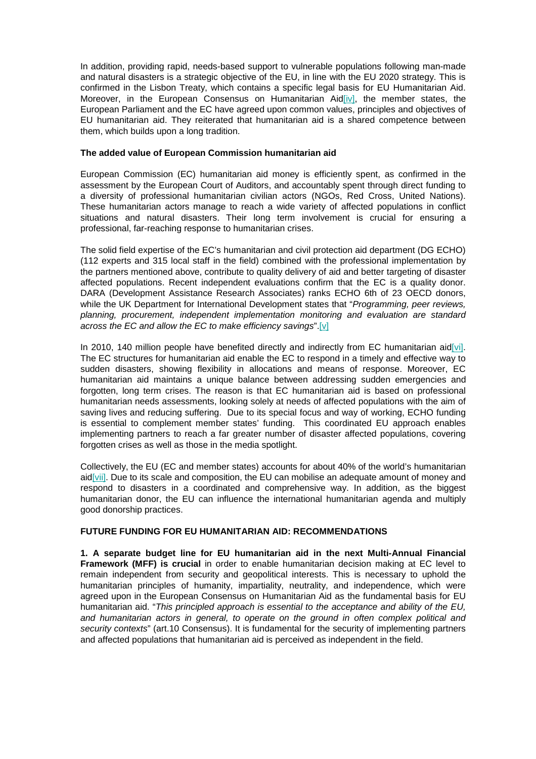In addition, providing rapid, needs-based support to vulnerable populations following man-made and natural disasters is a strategic objective of the EU, in line with the EU 2020 strategy. This is confirmed in the Lisbon Treaty, which contains a specific legal basis for EU Humanitarian Aid. Moreover, in the European Consensus on Humanitarian Aid[iv], the member states, the European Parliament and the EC have agreed upon common values, principles and objectives of EU humanitarian aid. They reiterated that humanitarian aid is a shared competence between them, which builds upon a long tradition.

**The added value of European Commission humanitarian aid**

European Commission (EC) humanitarian aid money is efficiently spent, as confirmed in the assessment by the European Court of Auditors, and accountably spent through direct funding to a diversity of professional humanitarian civilian actors (NGOs, Red Cross, United Nations). These humanitarian actors manage to reach a wide variety of affected populations in conflict situations and natural disasters. Their long term involvement is crucial for ensuring a professional, far-reaching response to humanitarian crises.

The solid field expertise of the EC's humanitarian and civil protection aid department (DG ECHO) (112 experts and 315 local staff in the field) combined with the professional implementation by the partners mentioned above, contribute to quality delivery of aid and better targeting of disaster affected populations. Recent independent evaluations confirm that the EC is a quality donor. DARA (Development Assistance Research Associates) ranks ECHO 6th of 23 OECD donors, while the UK Department for International Development states that "*Programming, peer reviews, planning, procurement, independent implementation monitoring and evaluation are standard across the EC and allow the EC to make efficiency savings*".[v]

In 2010, 140 million people have benefited directly and indirectly from EC humanitarian aid[vi]. The EC structures for humanitarian aid enable the EC to respond in a timely and effective way to sudden disasters, showing flexibility in allocations and means of response. Moreover, EC humanitarian aid maintains a unique balance between addressing sudden emergencies and forgotten, long term crises. The reason is that EC humanitarian aid is based on professional humanitarian needs assessments, looking solely at needs of affected populations with the aim of saving lives and reducing suffering. Due to its special focus and way of working, ECHO funding is essential to complement member states' funding. This coordinated EU approach enables implementing partners to reach a far greater number of disaster affected populations, covering forgotten crises as well as those in the media spotlight.

Collectively, the EU (EC and member states) accounts for about 40% of the world's humanitarian aid[vii]. Due to its scale and composition, the EU can mobilise an adequate amount of money and respond to disasters in a coordinated and comprehensive way. In addition, as the biggest humanitarian donor, the EU can influence the international humanitarian agenda and multiply good donorship practices.

**FUTURE FUNDING FOR EU HUMANITARIAN AID: RECOMMENDATIONS**

**1. A separate budget line for EU humanitarian aid in the next Multi-Annual Financial Framework (MFF) is crucial** in order to enable humanitarian decision making at EC level to remain independent from security and geopolitical interests. This is necessary to uphold the humanitarian principles of humanity, impartiality, neutrality, and independence, which were agreed upon in the European Consensus on Humanitarian Aid as the fundamental basis for EU humanitarian aid. "*This principled approach is essential to the acceptance and ability of the EU, and humanitarian actors in general, to operate on the ground in often complex political and security contexts*" (art.10 Consensus). It is fundamental for the security of implementing partners and affected populations that humanitarian aid is perceived as independent in the field.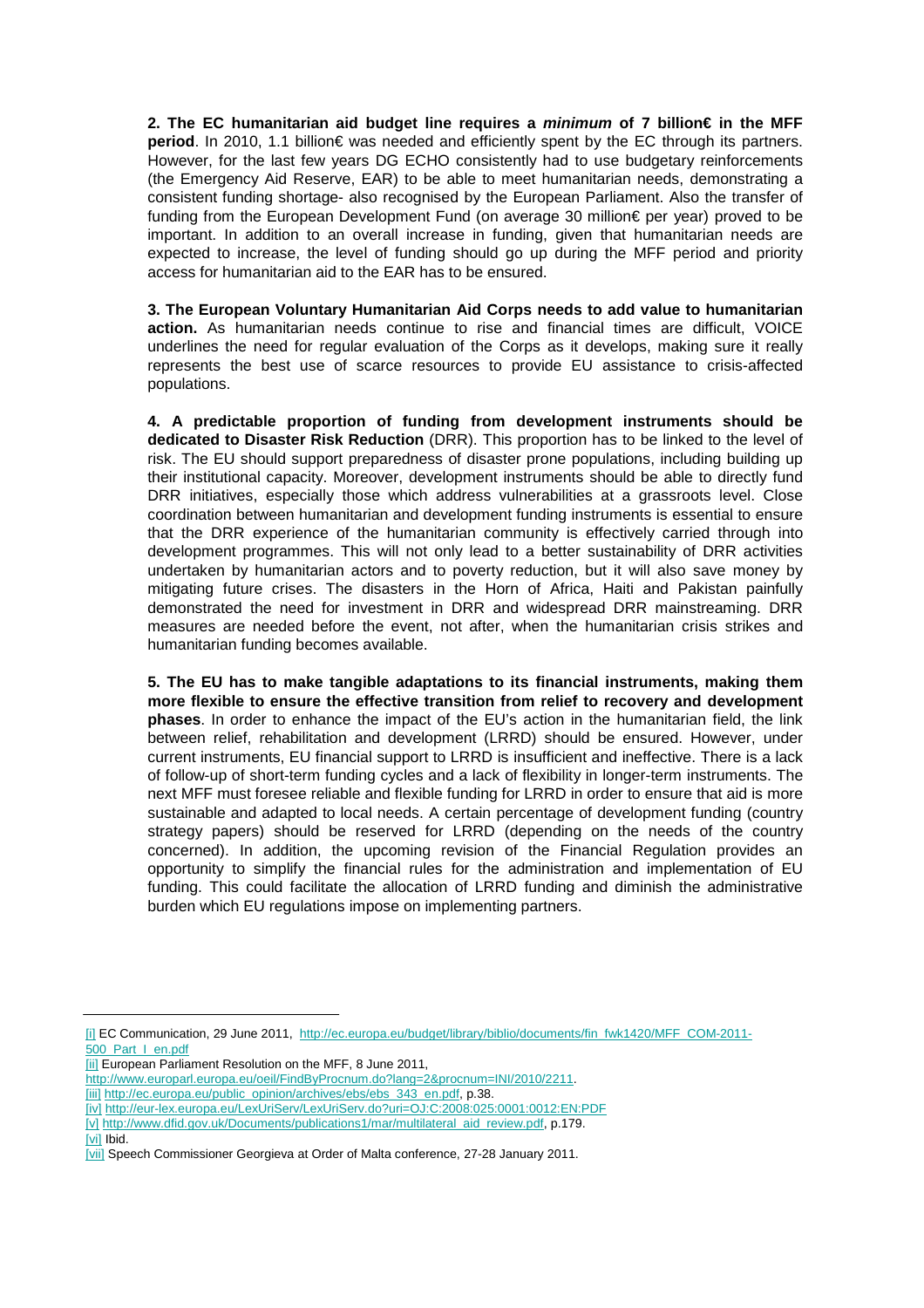**2. The EC humanitarian aid budget line requires a *minimum* of 7 billion€ in the MFF period**. In 2010, 1.1 billion€ was needed and efficiently spent by the EC through its partners. However, for the last few years DG ECHO consistently had to use budgetary reinforcements (the Emergency Aid Reserve, EAR) to be able to meet humanitarian needs, demonstrating a consistent funding shortage- also recognised by the European Parliament. Also the transfer of funding from the European Development Fund (on average 30 million€ per year) proved to be important. In addition to an overall increase in funding, given that humanitarian needs are expected to increase, the level of funding should go up during the MFF period and priority access for humanitarian aid to the EAR has to be ensured.

**3. The European Voluntary Humanitarian Aid Corps needs to add value to humanitarian action.** As humanitarian needs continue to rise and financial times are difficult, VOICE underlines the need for regular evaluation of the Corps as it develops, making sure it really represents the best use of scarce resources to provide EU assistance to crisis-affected populations.

**4. A predictable proportion of funding from development instruments should be dedicated to Disaster Risk Reduction** (DRR). This proportion has to be linked to the level of risk. The EU should support preparedness of disaster prone populations, including building up their institutional capacity. Moreover, development instruments should be able to directly fund DRR initiatives, especially those which address vulnerabilities at a grassroots level. Close coordination between humanitarian and development funding instruments is essential to ensure that the DRR experience of the humanitarian community is effectively carried through into development programmes. This will not only lead to a better sustainability of DRR activities undertaken by humanitarian actors and to poverty reduction, but it will also save money by mitigating future crises. The disasters in the Horn of Africa, Haiti and Pakistan painfully demonstrated the need for investment in DRR and widespread DRR mainstreaming. DRR measures are needed before the event, not after, when the humanitarian crisis strikes and humanitarian funding becomes available.

**5. The EU has to make tangible adaptations to its financial instruments, making them more flexible to ensure the effective transition from relief to recovery and development phases**. In order to enhance the impact of the EU's action in the humanitarian field, the link between relief, rehabilitation and development (LRRD) should be ensured. However, under current instruments, EU financial support to LRRD is insufficient and ineffective. There is a lack of follow-up of short-term funding cycles and a lack of flexibility in longer-term instruments. The next MFF must foresee reliable and flexible funding for LRRD in order to ensure that aid is more sustainable and adapted to local needs. A certain percentage of development funding (country strategy papers) should be reserved for LRRD (depending on the needs of the country concerned). In addition, the upcoming revision of the Financial Regulation provides an opportunity to simplify the financial rules for the administration and implementation of EU funding. This could facilitate the allocation of LRRD funding and diminish the administrative burden which EU regulations impose on implementing partners.

---

[i] EC Communication, 29 June 2011, http://ec.europa.eu/budget/library/biblio/documents/fin_fwk1420/MFF_COM-2011-500_Part_I_en.pdf

[ii] European Parliament Resolution on the MFF, 8 June 2011, http://www.europarl.europa.eu/oeil/FindByProcnum.do?lang=2&procnum=INI/2010/2211.

[iii] http://ec.europa.eu/public_opinion/archives/ebs/ebs_343_en.pdf, p.38.

[iv] http://eur-lex.europa.eu/LexUriServ/LexUriServ.do?uri=OJ:C:2008:025:0001:0012:EN:PDF

[v] http://www.dfid.gov.uk/Documents/publications1/mar/multilateral_aid_review.pdf, p.179.

[vi] Ibid.

[vii] Speech Commissioner Georgieva at Order of Malta conference, 27-28 January 2011.